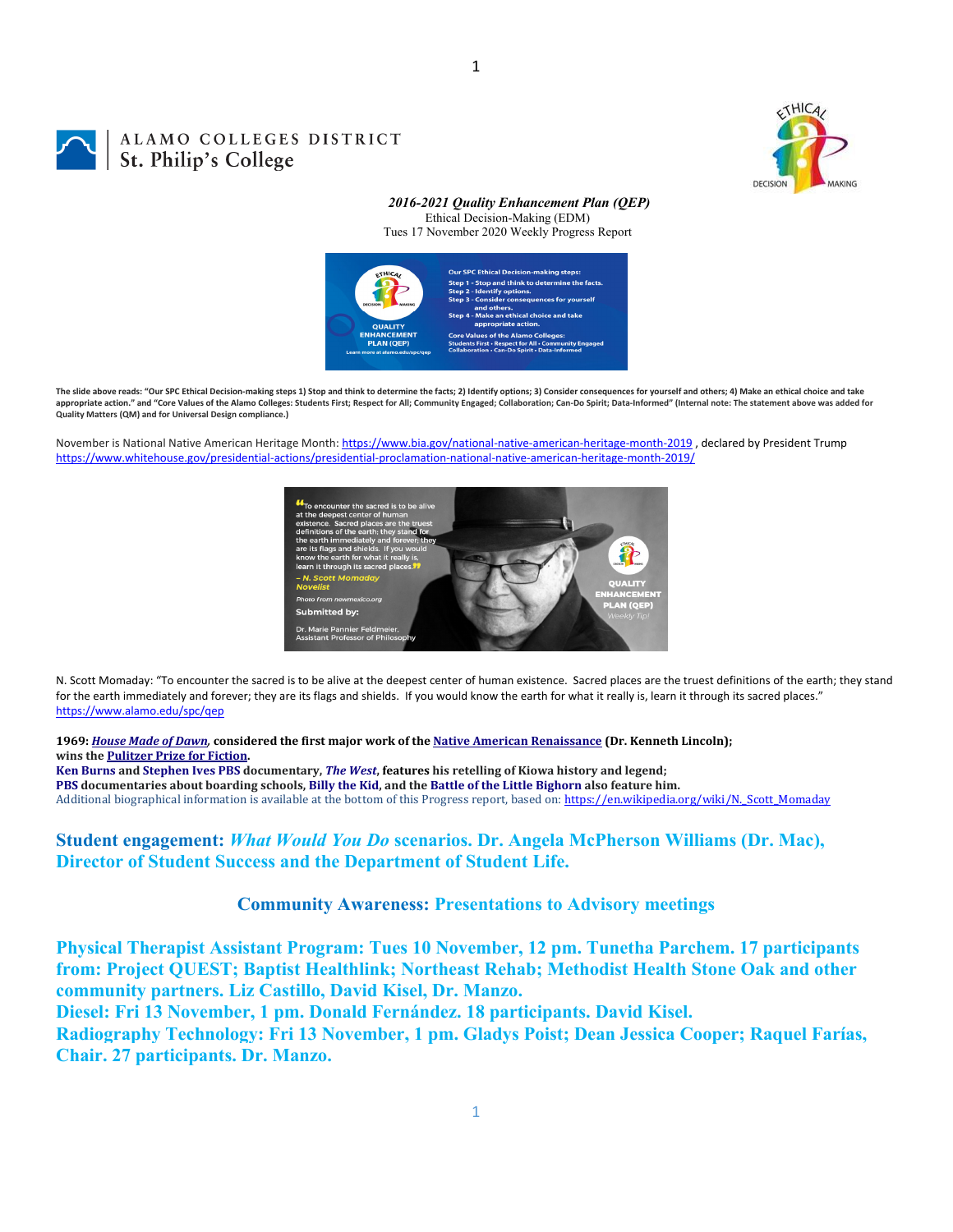ALAMO COLLEGES DISTRICT
St. Philip's College

***2016-2021 Quality Enhancement Plan (QEP)***
Ethical Decision-Making (EDM)
Tues 17 November 2020 Weekly Progress Report

**The slide above reads: "Our SPC Ethical Decision-making steps 1) Stop and think to determine the facts; 2) Identify options; 3) Consider consequences for yourself and others; 4) Make an ethical choice and take appropriate action." and "Core Values of the Alamo Colleges: Students First; Respect for All; Community Engaged; Collaboration; Can-Do Spirit; Data-Informed" (Internal note: The statement above was added for Quality Matters (QM) and for Universal Design compliance.)**

November is National Native American Heritage Month: https://www.bia.gov/national-native-american-heritage-month-2019 , declared by President Trump https://www.whitehouse.gov/presidential-actions/presidential-proclamation-national-native-american-heritage-month-2019/

N. Scott Momaday: "To encounter the sacred is to be alive at the deepest center of human existence. Sacred places are the truest definitions of the earth; they stand for the earth immediately and forever; they are its flags and shields. If you would know the earth for what it really is, learn it through its sacred places." https://www.alamo.edu/spc/qep

**1969: *House Made of Dawn*, considered the first major work of the Native American Renaissance (Dr. Kenneth Lincoln); wins the Pulitzer Prize for Fiction.**
**Ken Burns and Stephen Ives PBS documentary, *The West*, features his retelling of Kiowa history and legend;**
**PBS documentaries about boarding schools, Billy the Kid, and the Battle of the Little Bighorn also feature him.**
Additional biographical information is available at the bottom of this Progress report, based on: https://en.wikipedia.org/wiki/N._Scott_Momaday

## Student engagement: *What Would You Do* scenarios. Dr. Angela McPherson Williams (Dr. Mac), Director of Student Success and the Department of Student Life.

## Community Awareness: Presentations to Advisory meetings

**Physical Therapist Assistant Program: Tues 10 November, 12 pm. Tunetha Parchem. 17 participants from: Project QUEST; Baptist Healthlink; Northeast Rehab; Methodist Health Stone Oak and other community partners. Liz Castillo, David Kisel, Dr. Manzo.**
**Diesel: Fri 13 November, 1 pm. Donald Fernández. 18 participants. David Kisel.**
**Radiography Technology: Fri 13 November, 1 pm. Gladys Poist; Dean Jessica Cooper; Raquel Farías, Chair. 27 participants. Dr. Manzo.**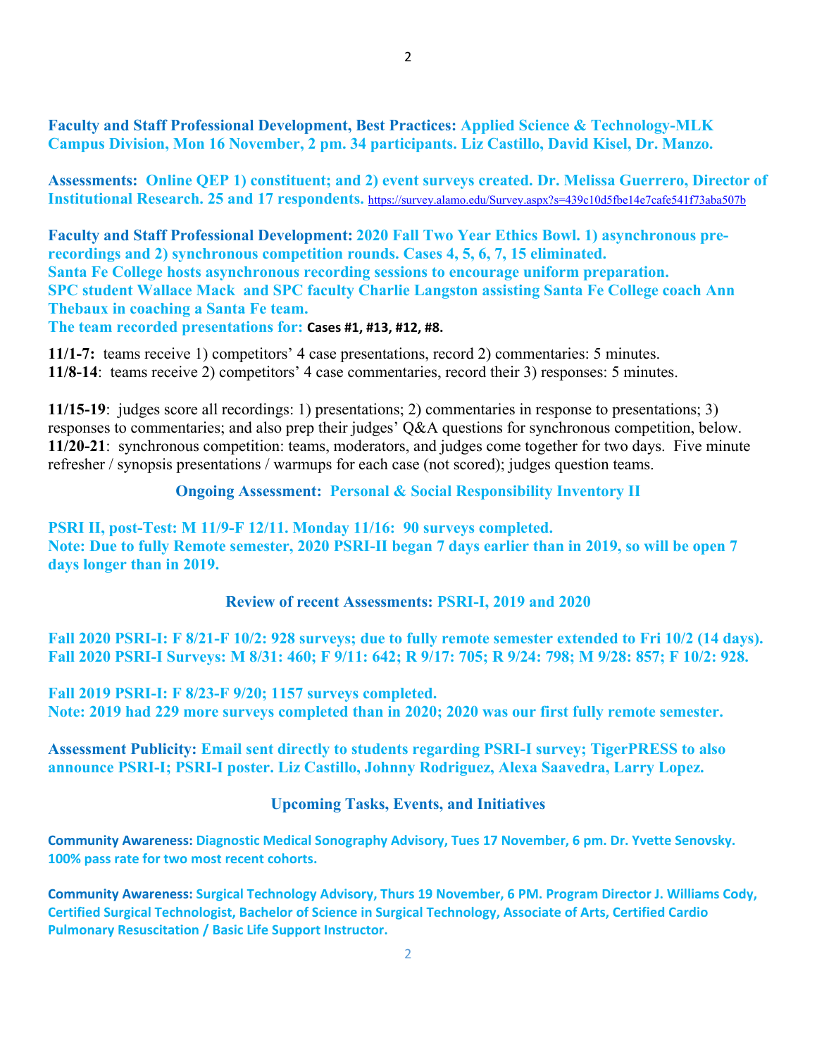**Faculty and Staff Professional Development, Best Practices: Applied Science & Technology-MLK Campus Division, Mon 16 November, 2 pm. 34 participants. Liz Castillo, David Kisel, Dr. Manzo.**

**Assessments: Online QEP 1) constituent; and 2) event surveys created. Dr. Melissa Guerrero, Director of Institutional Research. 25 and 17 respondents.** https://survey.alamo.edu/Survey.aspx?s=439c10d5fbe14e7cafe541f73aba507b

**Faculty and Staff Professional Development: 2020 Fall Two Year Ethics Bowl. 1) asynchronous pre-recordings and 2) synchronous competition rounds. Cases 4, 5, 6, 7, 15 eliminated.**
**Santa Fe College hosts asynchronous recording sessions to encourage uniform preparation.**
**SPC student Wallace Mack and SPC faculty Charlie Langston assisting Santa Fe College coach Ann Thebaux in coaching a Santa Fe team.**
**The team recorded presentations for: Cases #1, #13, #12, #8.**

**11/1-7:** teams receive 1) competitors' 4 case presentations, record 2) commentaries: 5 minutes.
**11/8-14**: teams receive 2) competitors' 4 case commentaries, record their 3) responses: 5 minutes.

**11/15-19**: judges score all recordings: 1) presentations; 2) commentaries in response to presentations; 3) responses to commentaries; and also prep their judges' Q&A questions for synchronous competition, below.
**11/20-21**: synchronous competition: teams, moderators, and judges come together for two days. Five minute refresher / synopsis presentations / warmups for each case (not scored); judges question teams.

## Ongoing Assessment: Personal & Social Responsibility Inventory II

**PSRI II, post-Test: M 11/9-F 12/11. Monday 11/16: 90 surveys completed.**
**Note: Due to fully Remote semester, 2020 PSRI-II began 7 days earlier than in 2019, so will be open 7 days longer than in 2019.**

## Review of recent Assessments: PSRI-I, 2019 and 2020

**Fall 2020 PSRI-I: F 8/21-F 10/2: 928 surveys; due to fully remote semester extended to Fri 10/2 (14 days).**
**Fall 2020 PSRI-I Surveys: M 8/31: 460; F 9/11: 642; R 9/17: 705; R 9/24: 798; M 9/28: 857; F 10/2: 928.**

**Fall 2019 PSRI-I: F 8/23-F 9/20; 1157 surveys completed.**
**Note: 2019 had 229 more surveys completed than in 2020; 2020 was our first fully remote semester.**

**Assessment Publicity: Email sent directly to students regarding PSRI-I survey; TigerPRESS to also announce PSRI-I; PSRI-I poster. Liz Castillo, Johnny Rodriguez, Alexa Saavedra, Larry Lopez.**

## Upcoming Tasks, Events, and Initiatives

**Community Awareness: Diagnostic Medical Sonography Advisory, Tues 17 November, 6 pm. Dr. Yvette Senovsky. 100% pass rate for two most recent cohorts.**

**Community Awareness: Surgical Technology Advisory, Thurs 19 November, 6 PM. Program Director J. Williams Cody, Certified Surgical Technologist, Bachelor of Science in Surgical Technology, Associate of Arts, Certified Cardio Pulmonary Resuscitation / Basic Life Support Instructor.**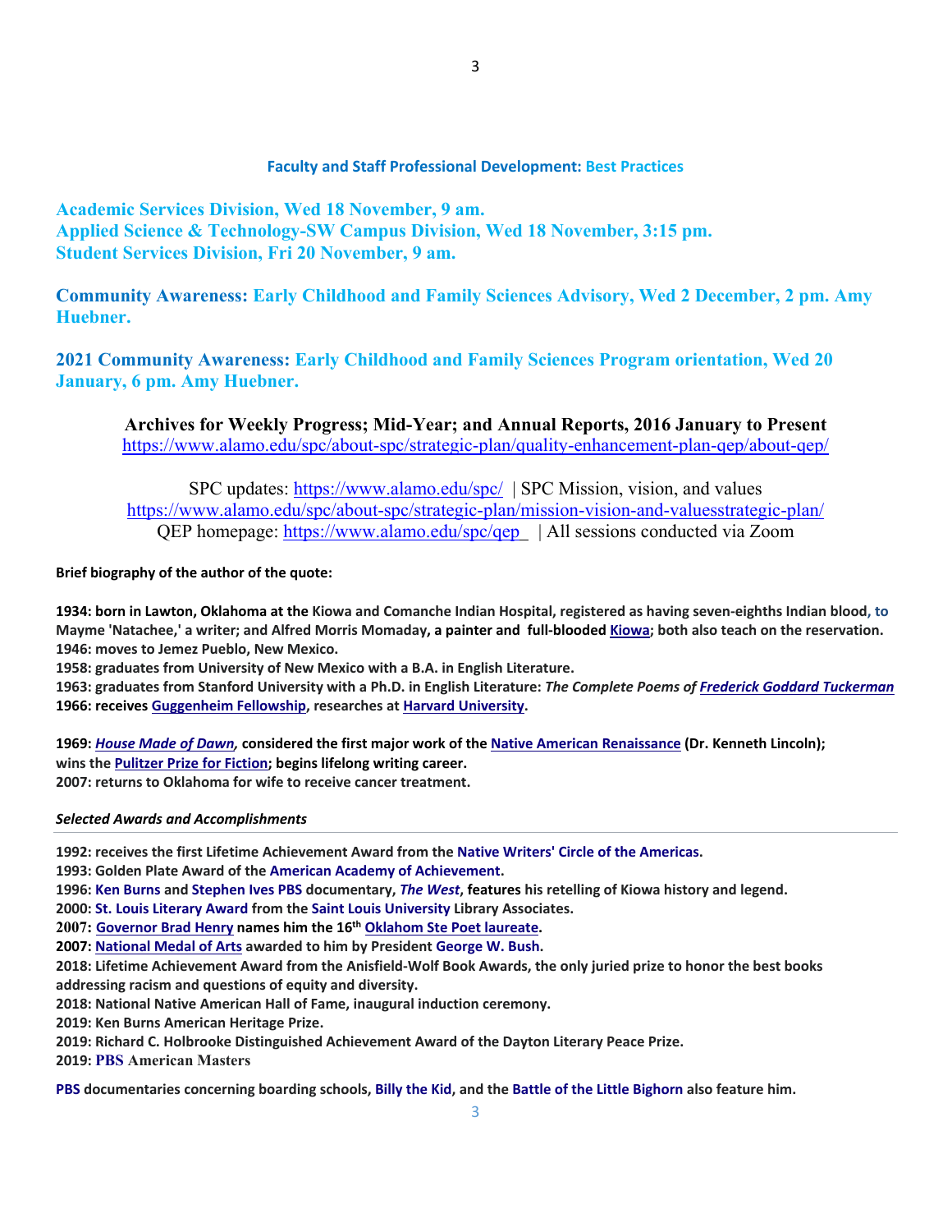## Faculty and Staff Professional Development: Best Practices

**Academic Services Division, Wed 18 November, 9 am.**
**Applied Science & Technology-SW Campus Division, Wed 18 November, 3:15 pm.**
**Student Services Division, Fri 20 November, 9 am.**

**Community Awareness: Early Childhood and Family Sciences Advisory, Wed 2 December, 2 pm. Amy Huebner.**

**2021 Community Awareness: Early Childhood and Family Sciences Program orientation, Wed 20 January, 6 pm. Amy Huebner.**

**Archives for Weekly Progress; Mid-Year; and Annual Reports, 2016 January to Present**
https://www.alamo.edu/spc/about-spc/strategic-plan/quality-enhancement-plan-qep/about-qep/

SPC updates: https://www.alamo.edu/spc/ | SPC Mission, vision, and values
https://www.alamo.edu/spc/about-spc/strategic-plan/mission-vision-and-valuesstrategic-plan/
QEP homepage: https://www.alamo.edu/spc/qep | All sessions conducted via Zoom

**Brief biography of the author of the quote:**

**1934: born in Lawton, Oklahoma at the Kiowa and Comanche Indian Hospital, registered as having seven-eighths Indian blood, to Mayme 'Natachee,' a writer; and Alfred Morris Momaday, a painter and full-blooded Kiowa; both also teach on the reservation.**
**1946: moves to Jemez Pueblo, New Mexico.**
**1958: graduates from University of New Mexico with a B.A. in English Literature.**
**1963: graduates from Stanford University with a Ph.D. in English Literature: *The Complete Poems of Frederick Goddard Tuckerman***
**1966: receives Guggenheim Fellowship, researches at Harvard University.**

**1969: *House Made of Dawn*, considered the first major work of the Native American Renaissance (Dr. Kenneth Lincoln); wins the Pulitzer Prize for Fiction; begins lifelong writing career.**
**2007: returns to Oklahoma for wife to receive cancer treatment.**

***Selected Awards and Accomplishments***

---

**1992: receives the first Lifetime Achievement Award from the Native Writers' Circle of the Americas.**
**1993: Golden Plate Award of the American Academy of Achievement.**
**1996: Ken Burns and Stephen Ives PBS documentary, *The West*, features his retelling of Kiowa history and legend.**
**2000: St. Louis Literary Award from the Saint Louis University Library Associates.**
**2007: Governor Brad Henry names him the 16th Oklahom Ste Poet laureate.**
**2007: National Medal of Arts awarded to him by President George W. Bush.**
**2018: Lifetime Achievement Award from the Anisfield-Wolf Book Awards, the only juried prize to honor the best books addressing racism and questions of equity and diversity.**
**2018: National Native American Hall of Fame, inaugural induction ceremony.**
**2019: Ken Burns American Heritage Prize.**
**2019: Richard C. Holbrooke Distinguished Achievement Award of the Dayton Literary Peace Prize.**
**2019: PBS American Masters**

**PBS documentaries concerning boarding schools, Billy the Kid, and the Battle of the Little Bighorn also feature him.**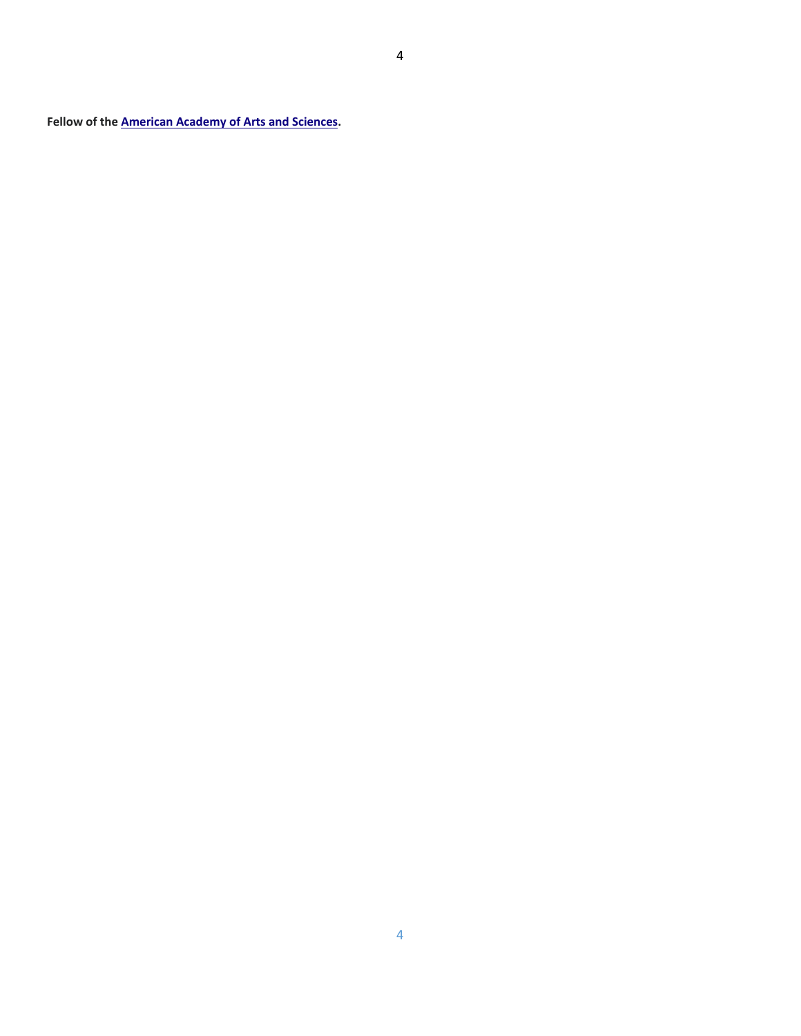**Fellow of the American Academy of Arts and Sciences.**